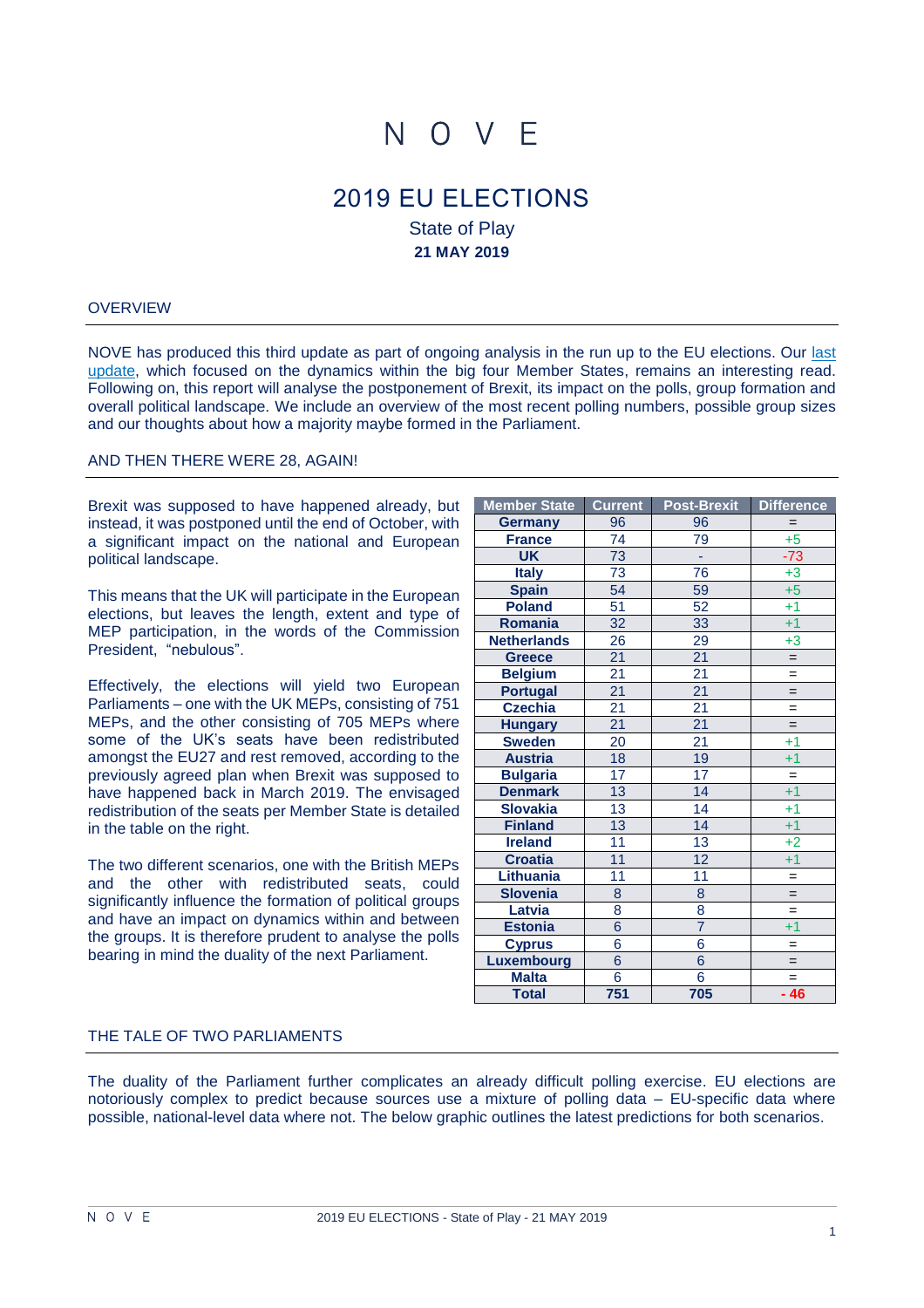# N O V E

## 2019 EU ELECTIONS

### State of Play

**21 MAY 2019**

## OVERVIEW

NOVE has produced this third update as part of ongoing analysis in the run up to the EU elections. Our last update, which focused on the dynamics within the big four Member States, remains an interesting read. Following on, this report will analyse the postponement of Brexit, its impact on the polls, group formation and overall political landscape. We include an overview of the most recent polling numbers, possible group sizes and our thoughts about how a majority maybe formed in the Parliament.

## AND THEN THERE WERE 28, AGAIN!

Brexit was supposed to have happened already, but instead, it was postponed until the end of October, with a significant impact on the national and European political landscape.

This means that the UK will participate in the European elections, but leaves the length, extent and type of MEP participation, in the words of the Commission President, "nebulous".

Effectively, the elections will yield two European Parliaments – one with the UK MEPs, consisting of 751 MEPs, and the other consisting of 705 MEPs where some of the UK's seats have been redistributed amongst the EU27 and rest removed, according to the previously agreed plan when Brexit was supposed to have happened back in March 2019. The envisaged redistribution of the seats per Member State is detailed in the table on the right.

The two different scenarios, one with the British MEPs and the other with redistributed seats, could significantly influence the formation of political groups and have an impact on dynamics within and between the groups. It is therefore prudent to analyse the polls bearing in mind the duality of the next Parliament.

| Member State | Current | Post-Brexit | Difference |
|---|---|---|---|
| **Germany** | 96 | 96 | = |
| **France** | 74 | 79 | +5 |
| **UK** | 73 | - | -73 |
| **Italy** | 73 | 76 | +3 |
| **Spain** | 54 | 59 | +5 |
| **Poland** | 51 | 52 | +1 |
| **Romania** | 32 | 33 | +1 |
| **Netherlands** | 26 | 29 | +3 |
| **Greece** | 21 | 21 | = |
| **Belgium** | 21 | 21 | = |
| **Portugal** | 21 | 21 | = |
| **Czechia** | 21 | 21 | = |
| **Hungary** | 21 | 21 | = |
| **Sweden** | 20 | 21 | +1 |
| **Austria** | 18 | 19 | +1 |
| **Bulgaria** | 17 | 17 | = |
| **Denmark** | 13 | 14 | +1 |
| **Slovakia** | 13 | 14 | +1 |
| **Finland** | 13 | 14 | +1 |
| **Ireland** | 11 | 13 | +2 |
| **Croatia** | 11 | 12 | +1 |
| **Lithuania** | 11 | 11 | = |
| **Slovenia** | 8 | 8 | = |
| **Latvia** | 8 | 8 | = |
| **Estonia** | 6 | 7 | +1 |
| **Cyprus** | 6 | 6 | = |
| **Luxembourg** | 6 | 6 | = |
| **Malta** | 6 | 6 | = |
| **Total** | **751** | **705** | **- 46** |

## THE TALE OF TWO PARLIAMENTS

The duality of the Parliament further complicates an already difficult polling exercise. EU elections are notoriously complex to predict because sources use a mixture of polling data – EU-specific data where possible, national-level data where not. The below graphic outlines the latest predictions for both scenarios.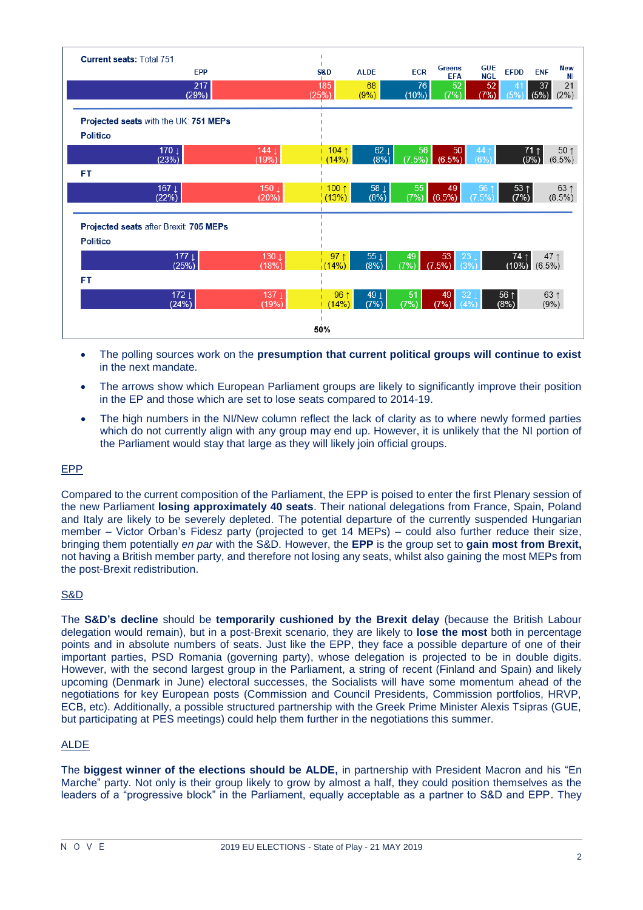| Current seats: Total 751 | EPP | S&D | ALDE | ECR | Greens EFA | GUE NGL | EFDD | ENF | New NI |
|---|---|---|---|---|---|---|---|---|---|
| | 217 (29%) | 185 (25%) | 68 (9%) | 76 (10%) | 52 (7%) | 52 (7%) | 41 (5%) | 37 (5%) | 21 (2%) |
| **Projected seats** with the UK: **751 MEPs** | | | | | | | | | |
| **Politico** | 170 ↓ (23%) | 144 ↓ (19%) | 104 ↑ (14%) | 62 ↓ (8%) | 56 (7.5%) | 50 (6.5%) | 44 ↑ (6%) | 71 ↑ (9%) | 50 ↑ (6.5%) |
| **FT** | 167 ↓ (22%) | 150 ↓ (20%) | 100 ↑ (13%) | 58 ↓ (8%) | 55 (7%) | 49 (6.5%) | 56 ↑ (7.5%) | 53 ↑ (7%) | 63 ↑ (8.5%) |
| **Projected seats** after Brexit: **705 MEPs** | | | | | | | | | |
| **Politico** | 177 ↓ (25%) | 130 ↓ (18%) | 97 ↑ (14%) | 55 ↓ (8%) | 49 (7%) | 53 (7.5%) | 23 ↓ (3%) | 74 ↑ (10%) | 47 ↑ (6.5%) |
| **FT** | 172 ↓ (24%) | 137 ↓ (19%) | 96 ↑ (14%) | 49 ↓ (7%) | 51 (7%) | 49 (7%) | 32 ↓ (4%) | 56 ↑ (8%) | 63 ↑ (9%) |

50%

- The polling sources work on the **presumption that current political groups will continue to exist** in the next mandate.
- The arrows show which European Parliament groups are likely to significantly improve their position in the EP and those which are set to lose seats compared to 2014-19.
- The high numbers in the NI/New column reflect the lack of clarity as to where newly formed parties which do not currently align with any group may end up. However, it is unlikely that the NI portion of the Parliament would stay that large as they will likely join official groups.

## EPP

Compared to the current composition of the Parliament, the EPP is poised to enter the first Plenary session of the new Parliament **losing approximately 40 seats**. Their national delegations from France, Spain, Poland and Italy are likely to be severely depleted. The potential departure of the currently suspended Hungarian member – Victor Orban's Fidesz party (projected to get 14 MEPs) – could also further reduce their size, bringing them potentially *en par* with the S&D. However, the **EPP** is the group set to **gain most from Brexit,** not having a British member party, and therefore not losing any seats, whilst also gaining the most MEPs from the post-Brexit redistribution.

## S&D

The **S&D's decline** should be **temporarily cushioned by the Brexit delay** (because the British Labour delegation would remain), but in a post-Brexit scenario, they are likely to **lose the most** both in percentage points and in absolute numbers of seats. Just like the EPP, they face a possible departure of one of their important parties, PSD Romania (governing party), whose delegation is projected to be in double digits. However, with the second largest group in the Parliament, a string of recent (Finland and Spain) and likely upcoming (Denmark in June) electoral successes, the Socialists will have some momentum ahead of the negotiations for key European posts (Commission and Council Presidents, Commission portfolios, HRVP, ECB, etc). Additionally, a possible structured partnership with the Greek Prime Minister Alexis Tsipras (GUE, but participating at PES meetings) could help them further in the negotiations this summer.

## ALDE

The **biggest winner of the elections should be ALDE,** in partnership with President Macron and his "En Marche" party. Not only is their group likely to grow by almost a half, they could position themselves as the leaders of a "progressive block" in the Parliament, equally acceptable as a partner to S&D and EPP. They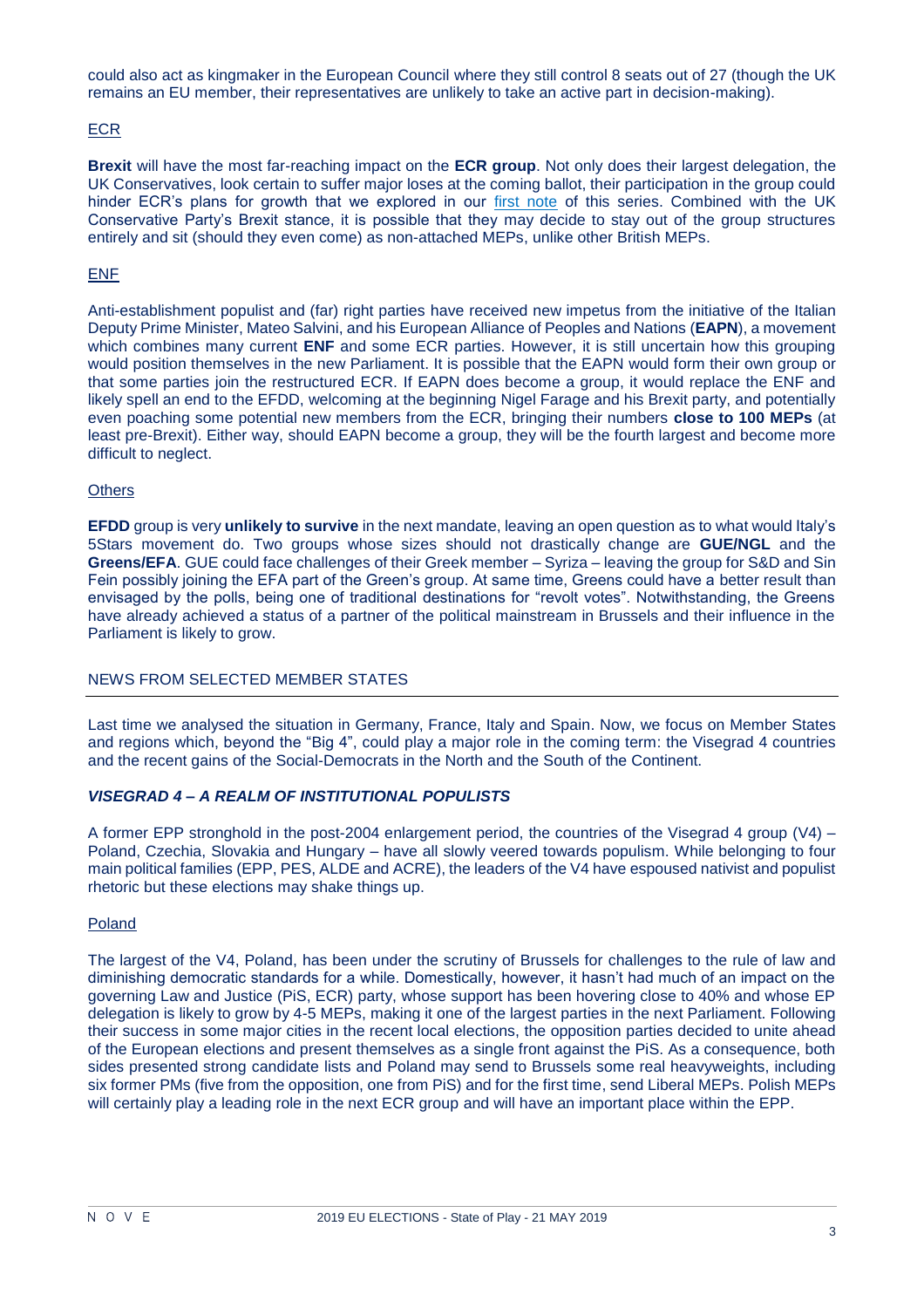could also act as kingmaker in the European Council where they still control 8 seats out of 27 (though the UK remains an EU member, their representatives are unlikely to take an active part in decision-making).

### ECR

**Brexit** will have the most far-reaching impact on the **ECR group**. Not only does their largest delegation, the UK Conservatives, look certain to suffer major loses at the coming ballot, their participation in the group could hinder ECR's plans for growth that we explored in our first note of this series. Combined with the UK Conservative Party's Brexit stance, it is possible that they may decide to stay out of the group structures entirely and sit (should they even come) as non-attached MEPs, unlike other British MEPs.

### ENF

Anti-establishment populist and (far) right parties have received new impetus from the initiative of the Italian Deputy Prime Minister, Mateo Salvini, and his European Alliance of Peoples and Nations (**EAPN**), a movement which combines many current **ENF** and some ECR parties. However, it is still uncertain how this grouping would position themselves in the new Parliament. It is possible that the EAPN would form their own group or that some parties join the restructured ECR. If EAPN does become a group, it would replace the ENF and likely spell an end to the EFDD, welcoming at the beginning Nigel Farage and his Brexit party, and potentially even poaching some potential new members from the ECR, bringing their numbers **close to 100 MEPs** (at least pre-Brexit). Either way, should EAPN become a group, they will be the fourth largest and become more difficult to neglect.

### Others

**EFDD** group is very **unlikely to survive** in the next mandate, leaving an open question as to what would Italy's 5Stars movement do. Two groups whose sizes should not drastically change are **GUE/NGL** and the **Greens/EFA**. GUE could face challenges of their Greek member – Syriza – leaving the group for S&D and Sin Fein possibly joining the EFA part of the Green's group. At same time, Greens could have a better result than envisaged by the polls, being one of traditional destinations for "revolt votes". Notwithstanding, the Greens have already achieved a status of a partner of the political mainstream in Brussels and their influence in the Parliament is likely to grow.

## NEWS FROM SELECTED MEMBER STATES

Last time we analysed the situation in Germany, France, Italy and Spain. Now, we focus on Member States and regions which, beyond the "Big 4", could play a major role in the coming term: the Visegrad 4 countries and the recent gains of the Social-Democrats in the North and the South of the Continent.

### ***VISEGRAD 4 – A REALM OF INSTITUTIONAL POPULISTS***

A former EPP stronghold in the post-2004 enlargement period, the countries of the Visegrad 4 group (V4) – Poland, Czechia, Slovakia and Hungary – have all slowly veered towards populism. While belonging to four main political families (EPP, PES, ALDE and ACRE), the leaders of the V4 have espoused nativist and populist rhetoric but these elections may shake things up.

#### Poland

The largest of the V4, Poland, has been under the scrutiny of Brussels for challenges to the rule of law and diminishing democratic standards for a while. Domestically, however, it hasn't had much of an impact on the governing Law and Justice (PiS, ECR) party, whose support has been hovering close to 40% and whose EP delegation is likely to grow by 4-5 MEPs, making it one of the largest parties in the next Parliament. Following their success in some major cities in the recent local elections, the opposition parties decided to unite ahead of the European elections and present themselves as a single front against the PiS. As a consequence, both sides presented strong candidate lists and Poland may send to Brussels some real heavyweights, including six former PMs (five from the opposition, one from PiS) and for the first time, send Liberal MEPs. Polish MEPs will certainly play a leading role in the next ECR group and will have an important place within the EPP.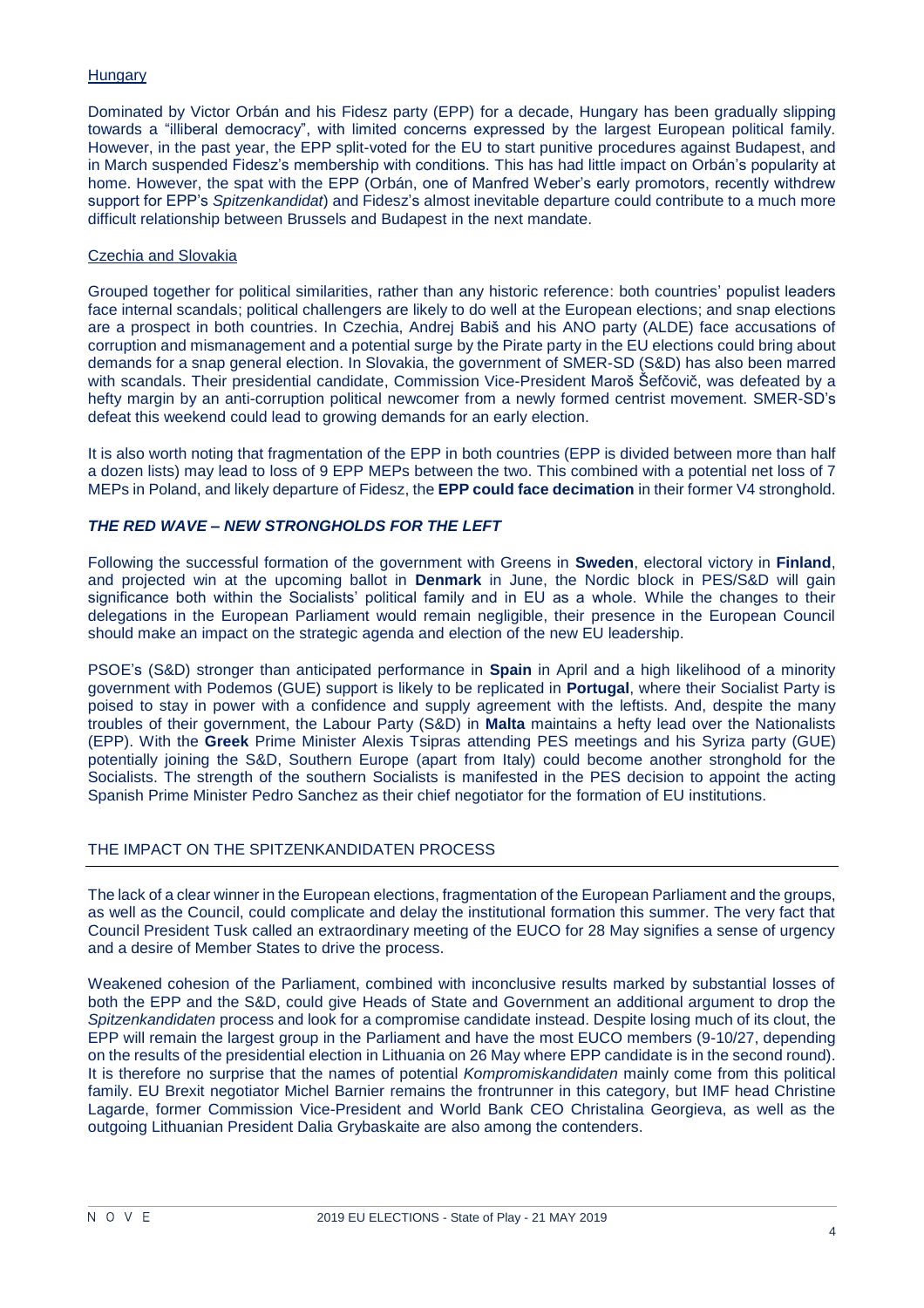Hungary

Dominated by Victor Orbán and his Fidesz party (EPP) for a decade, Hungary has been gradually slipping towards a "illiberal democracy", with limited concerns expressed by the largest European political family. However, in the past year, the EPP split-voted for the EU to start punitive procedures against Budapest, and in March suspended Fidesz's membership with conditions. This has had little impact on Orbán's popularity at home. However, the spat with the EPP (Orbán, one of Manfred Weber's early promotors, recently withdrew support for EPP's *Spitzenkandidat*) and Fidesz's almost inevitable departure could contribute to a much more difficult relationship between Brussels and Budapest in the next mandate.

Czechia and Slovakia

Grouped together for political similarities, rather than any historic reference: both countries' populist leaders face internal scandals; political challengers are likely to do well at the European elections; and snap elections are a prospect in both countries. In Czechia, Andrej Babiš and his ANO party (ALDE) face accusations of corruption and mismanagement and a potential surge by the Pirate party in the EU elections could bring about demands for a snap general election. In Slovakia, the government of SMER-SD (S&D) has also been marred with scandals. Their presidential candidate, Commission Vice-President Maroš Šefčovič, was defeated by a hefty margin by an anti-corruption political newcomer from a newly formed centrist movement. SMER-SD's defeat this weekend could lead to growing demands for an early election.

It is also worth noting that fragmentation of the EPP in both countries (EPP is divided between more than half a dozen lists) may lead to loss of 9 EPP MEPs between the two. This combined with a potential net loss of 7 MEPs in Poland, and likely departure of Fidesz, the **EPP could face decimation** in their former V4 stronghold.

***THE RED WAVE – NEW STRONGHOLDS FOR THE LEFT***

Following the successful formation of the government with Greens in **Sweden**, electoral victory in **Finland**, and projected win at the upcoming ballot in **Denmark** in June, the Nordic block in PES/S&D will gain significance both within the Socialists' political family and in EU as a whole. While the changes to their delegations in the European Parliament would remain negligible, their presence in the European Council should make an impact on the strategic agenda and election of the new EU leadership.

PSOE's (S&D) stronger than anticipated performance in **Spain** in April and a high likelihood of a minority government with Podemos (GUE) support is likely to be replicated in **Portugal**, where their Socialist Party is poised to stay in power with a confidence and supply agreement with the leftists. And, despite the many troubles of their government, the Labour Party (S&D) in **Malta** maintains a hefty lead over the Nationalists (EPP). With the **Greek** Prime Minister Alexis Tsipras attending PES meetings and his Syriza party (GUE) potentially joining the S&D, Southern Europe (apart from Italy) could become another stronghold for the Socialists. The strength of the southern Socialists is manifested in the PES decision to appoint the acting Spanish Prime Minister Pedro Sanchez as their chief negotiator for the formation of EU institutions.

## THE IMPACT ON THE SPITZENKANDIDATEN PROCESS

The lack of a clear winner in the European elections, fragmentation of the European Parliament and the groups, as well as the Council, could complicate and delay the institutional formation this summer. The very fact that Council President Tusk called an extraordinary meeting of the EUCO for 28 May signifies a sense of urgency and a desire of Member States to drive the process.

Weakened cohesion of the Parliament, combined with inconclusive results marked by substantial losses of both the EPP and the S&D, could give Heads of State and Government an additional argument to drop the *Spitzenkandidaten* process and look for a compromise candidate instead. Despite losing much of its clout, the EPP will remain the largest group in the Parliament and have the most EUCO members (9-10/27, depending on the results of the presidential election in Lithuania on 26 May where EPP candidate is in the second round). It is therefore no surprise that the names of potential *Kompromiskandidaten* mainly come from this political family. EU Brexit negotiator Michel Barnier remains the frontrunner in this category, but IMF head Christine Lagarde, former Commission Vice-President and World Bank CEO Christalina Georgieva, as well as the outgoing Lithuanian President Dalia Grybaskaite are also among the contenders.